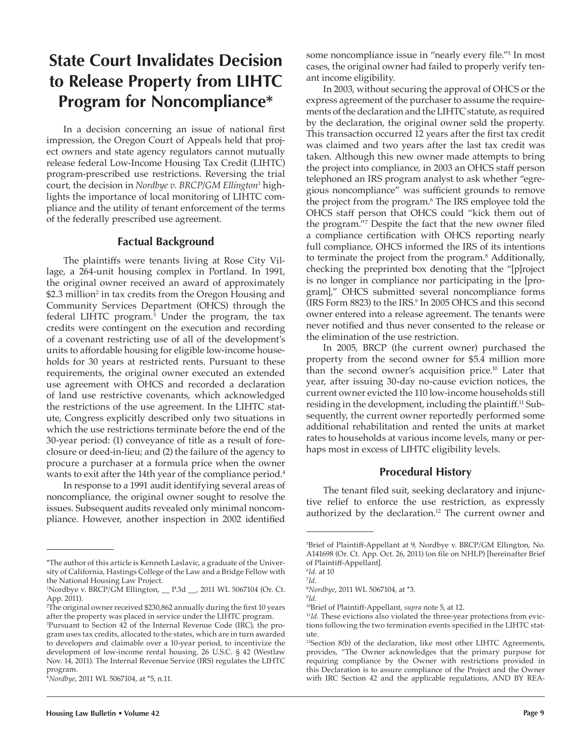# State Court Invalidates Decision to Release Property from LIHTC Program for Noncompliance*

In a decision concerning an issue of national first impression, the Oregon Court of Appeals held that project owners and state agency regulators cannot mutually release federal Low-Income Housing Tax Credit (LIHTC) program-prescribed use restrictions. Reversing the trial court, the decision in *Nordbye v. BRCP/GM Ellington*[1] highlights the importance of local monitoring of LIHTC compliance and the utility of tenant enforcement of the terms of the federally prescribed use agreement.

## Factual Background

The plaintiffs were tenants living at Rose City Village, a 264-unit housing complex in Portland. In 1991, the original owner received an award of approximately $2.3 million[2] in tax credits from the Oregon Housing and Community Services Department (OHCS) through the federal LIHTC program.[3] Under the program, the tax credits were contingent on the execution and recording of a covenant restricting use of all of the development's units to affordable housing for eligible low-income households for 30 years at restricted rents. Pursuant to these requirements, the original owner executed an extended use agreement with OHCS and recorded a declaration of land use restrictive covenants, which acknowledged the restrictions of the use agreement. In the LIHTC statute, Congress explicitly described only two situations in which the use restrictions terminate before the end of the 30-year period: (1) conveyance of title as a result of foreclosure or deed-in-lieu; and (2) the failure of the agency to procure a purchaser at a formula price when the owner wants to exit after the 14th year of the compliance period.[4]

In response to a 1991 audit identifying several areas of noncompliance, the original owner sought to resolve the issues. Subsequent audits revealed only minimal noncompliance. However, another inspection in 2002 identified some noncompliance issue in "nearly every file."[5] In most cases, the original owner had failed to properly verify tenant income eligibility.

In 2003, without securing the approval of OHCS or the express agreement of the purchaser to assume the requirements of the declaration and the LIHTC statute, as required by the declaration, the original owner sold the property. This transaction occurred 12 years after the first tax credit was claimed and two years after the last tax credit was taken. Although this new owner made attempts to bring the project into compliance, in 2003 an OHCS staff person telephoned an IRS program analyst to ask whether "egregious noncompliance" was sufficient grounds to remove the project from the program.[6] The IRS employee told the OHCS staff person that OHCS could "kick them out of the program."[7] Despite the fact that the new owner filed a compliance certification with OHCS reporting nearly full compliance, OHCS informed the IRS of its intentions to terminate the project from the program.[8] Additionally, checking the preprinted box denoting that the "[p]roject is no longer in compliance nor participating in the [program]," OHCS submitted several noncompliance forms (IRS Form 8823) to the IRS.[9] In 2005 OHCS and this second owner entered into a release agreement. The tenants were never notified and thus never consented to the release or the elimination of the use restriction.

In 2005, BRCP (the current owner) purchased the property from the second owner for $5.4 million more than the second owner's acquisition price.[10] Later that year, after issuing 30-day no-cause eviction notices, the current owner evicted the 110 low-income households still residing in the development, including the plaintiff.[11] Subsequently, the current owner reportedly performed some additional rehabilitation and rented the units at market rates to households at various income levels, many or perhaps most in excess of LIHTC eligibility levels.

## Procedural History

The tenant filed suit, seeking declaratory and injunctive relief to enforce the use restriction, as expressly authorized by the declaration.[12] The current owner and

---

*The author of this article is Kenneth Laslavic, a graduate of the University of California, Hastings College of the Law and a Bridge Fellow with the National Housing Law Project.

[1] Nordbye v. BRCP/GM Ellington, __ P.3d __, 2011 WL 5067104 (Or. Ct. App. 2011).

[2] The original owner received $230,862 annually during the first 10 years after the property was placed in service under the LIHTC program.

[3] Pursuant to Section 42 of the Internal Revenue Code (IRC), the program uses tax credits, allocated to the states, which are in turn awarded to developers and claimable over a 10-year period, to incentivize the development of low-income rental housing. 26 U.S.C. § 42 (Westlaw Nov. 14, 2011). The Internal Revenue Service (IRS) regulates the LIHTC program.

[4] *Nordbye*, 2011 WL 5067104, at *5, n.11.

[5] Brief of Plaintiff-Appellant at 9, Nordbye v. BRCP/GM Ellington, No. A141698 (Or. Ct. App. Oct. 26, 2011) (on file on NHLP) [hereinafter Brief of Plaintiff-Appellant].

[6] *Id.* at 10

[7] *Id*.

[8] *Nordbye*, 2011 WL 5067104, at *3.

[9] *Id*.

[10] Brief of Plaintiff-Appellant, *supra* note 5, at 12.

[11] *Id*. These evictions also violated the three-year protections from evictions following the two termination events specified in the LIHTC statute.

[12] Section 8(b) of the declaration, like most other LIHTC Agreements, provides, "The Owner acknowledges that the primary purpose for requiring compliance by the Owner with restrictions provided in this Declaration is to assure compliance of the Project and the Owner with IRC Section 42 and the applicable regulations, AND BY REA-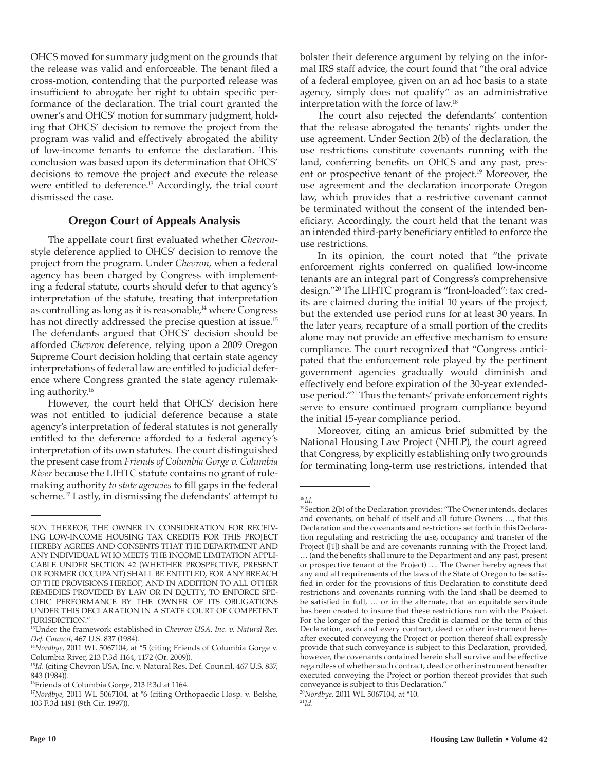OHCS moved for summary judgment on the grounds that the release was valid and enforceable. The tenant filed a cross-motion, contending that the purported release was insufficient to abrogate her right to obtain specific performance of the declaration. The trial court granted the owner's and OHCS' motion for summary judgment, holding that OHCS' decision to remove the project from the program was valid and effectively abrogated the ability of low-income tenants to enforce the declaration. This conclusion was based upon its determination that OHCS' decisions to remove the project and execute the release were entitled to deference.[13] Accordingly, the trial court dismissed the case.

## Oregon Court of Appeals Analysis

The appellate court first evaluated whether *Chevron*-style deference applied to OHCS' decision to remove the project from the program. Under *Chevron*, when a federal agency has been charged by Congress with implementing a federal statute, courts should defer to that agency's interpretation of the statute, treating that interpretation as controlling as long as it is reasonable,[14] where Congress has not directly addressed the precise question at issue.[15] The defendants argued that OHCS' decision should be afforded *Chevron* deference, relying upon a 2009 Oregon Supreme Court decision holding that certain state agency interpretations of federal law are entitled to judicial deference where Congress granted the state agency rulemaking authority.[16]

However, the court held that OHCS' decision here was not entitled to judicial deference because a state agency's interpretation of federal statutes is not generally entitled to the deference afforded to a federal agency's interpretation of its own statutes. The court distinguished the present case from *Friends of Columbia Gorge v. Columbia River* because the LIHTC statute contains no grant of rulemaking authority *to state agencies* to fill gaps in the federal scheme.[17] Lastly, in dismissing the defendants' attempt to bolster their deference argument by relying on the informal IRS staff advice, the court found that "the oral advice of a federal employee, given on an ad hoc basis to a state agency, simply does not qualify" as an administrative interpretation with the force of law.[18]

The court also rejected the defendants' contention that the release abrogated the tenants' rights under the use agreement. Under Section 2(b) of the declaration, the use restrictions constitute covenants running with the land, conferring benefits on OHCS and any past, present or prospective tenant of the project.[19] Moreover, the use agreement and the declaration incorporate Oregon law, which provides that a restrictive covenant cannot be terminated without the consent of the intended beneficiary. Accordingly, the court held that the tenant was an intended third-party beneficiary entitled to enforce the use restrictions.

In its opinion, the court noted that "the private enforcement rights conferred on qualified low-income tenants are an integral part of Congress's comprehensive design."[20] The LIHTC program is "front-loaded": tax credits are claimed during the initial 10 years of the project, but the extended use period runs for at least 30 years. In the later years, recapture of a small portion of the credits alone may not provide an effective mechanism to ensure compliance. The court recognized that "Congress anticipated that the enforcement role played by the pertinent government agencies gradually would diminish and effectively end before expiration of the 30-year extended-use period."[21] Thus the tenants' private enforcement rights serve to ensure continued program compliance beyond the initial 15-year compliance period.

Moreover, citing an amicus brief submitted by the National Housing Law Project (NHLP), the court agreed that Congress, by explicitly establishing only two grounds for terminating long-term use restrictions, intended that

---

SON THEREOF, THE OWNER IN CONSIDERATION FOR RECEIVING LOW-INCOME HOUSING TAX CREDITS FOR THIS PROJECT HEREBY AGREES AND CONSENTS THAT THE DEPARTMENT AND ANY INDIVIDUAL WHO MEETS THE INCOME LIMITATION APPLICABLE UNDER SECTION 42 (WHETHER PROSPECTIVE, PRESENT OR FORMER OCCUPANT) SHALL BE ENTITLED, FOR ANY BREACH OF THE PROVISIONS HEREOF, AND IN ADDITION TO ALL OTHER REMEDIES PROVIDED BY LAW OR IN EQUITY, TO ENFORCE SPECIFIC PERFORMANCE BY THE OWNER OF ITS OBLIGATIONS UNDER THIS DECLARATION IN A STATE COURT OF COMPETENT JURISDICTION."

[13] Under the framework established in *Chevron USA, Inc. v. Natural Res. Def. Council*, 467 U.S. 837 (1984).

[14] *Nordbye*, 2011 WL 5067104, at *5 (citing Friends of Columbia Gorge v. Columbia River, 213 P.3d 1164, 1172 (Or. 2009)).

[15] *Id*. (citing Chevron USA, Inc. v. Natural Res. Def. Council, 467 U.S. 837, 843 (1984)).

[16] Friends of Columbia Gorge, 213 P.3d at 1164.

[17] *Nordbye*, 2011 WL 5067104, at *6 (citing Orthopaedic Hosp. v. Belshe, 103 F.3d 1491 (9th Cir. 1997)).

[18] *Id*.

[19] Section 2(b) of the Declaration provides: "The Owner intends, declares and covenants, on behalf of itself and all future Owners …, that this Declaration and the covenants and restrictions set forth in this Declaration regulating and restricting the use, occupancy and transfer of the Project ([1]) shall be and are covenants running with the Project land, … (and the benefits shall inure to the Department and any past, present or prospective tenant of the Project) …. The Owner hereby agrees that any and all requirements of the laws of the State of Oregon to be satisfied in order for the provisions of this Declaration to constitute deed restrictions and covenants running with the land shall be deemed to be satisfied in full, … or in the alternate, that an equitable servitude has been created to insure that these restrictions run with the Project. For the longer of the period this Credit is claimed or the term of this Declaration, each and every contract, deed or other instrument hereafter executed conveying the Project or portion thereof shall expressly provide that such conveyance is subject to this Declaration, provided, however, the covenants contained herein shall survive and be effective regardless of whether such contract, deed or other instrument hereafter executed conveying the Project or portion thereof provides that such conveyance is subject to this Declaration."

[20] *Nordbye*, 2011 WL 5067104, at *10.

[21] *Id*.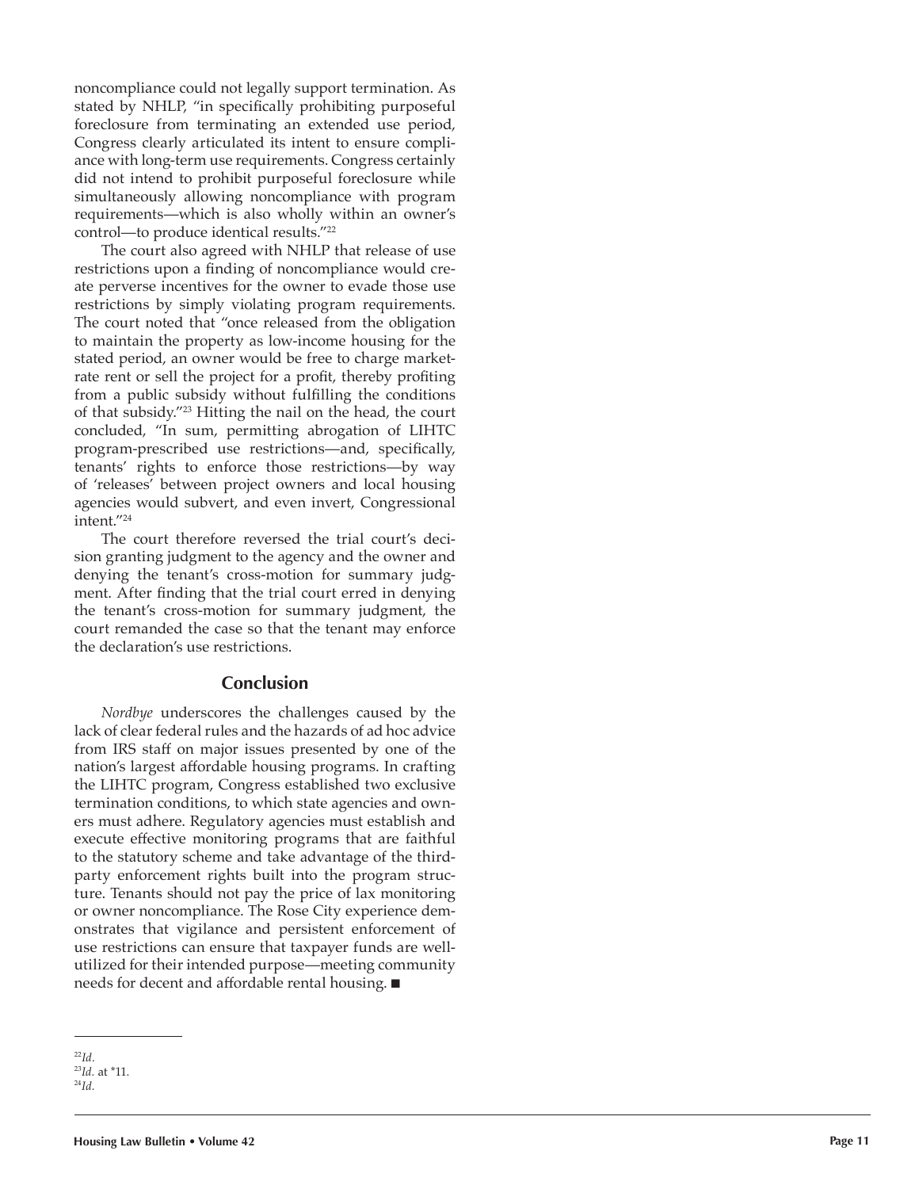noncompliance could not legally support termination. As stated by NHLP, "in specifically prohibiting purposeful foreclosure from terminating an extended use period, Congress clearly articulated its intent to ensure compliance with long-term use requirements. Congress certainly did not intend to prohibit purposeful foreclosure while simultaneously allowing noncompliance with program requirements—which is also wholly within an owner's control—to produce identical results."[22]

The court also agreed with NHLP that release of use restrictions upon a finding of noncompliance would create perverse incentives for the owner to evade those use restrictions by simply violating program requirements. The court noted that "once released from the obligation to maintain the property as low-income housing for the stated period, an owner would be free to charge market-rate rent or sell the project for a profit, thereby profiting from a public subsidy without fulfilling the conditions of that subsidy."[23] Hitting the nail on the head, the court concluded, "In sum, permitting abrogation of LIHTC program-prescribed use restrictions—and, specifically, tenants' rights to enforce those restrictions—by way of 'releases' between project owners and local housing agencies would subvert, and even invert, Congressional intent."[24]

The court therefore reversed the trial court's decision granting judgment to the agency and the owner and denying the tenant's cross-motion for summary judgment. After finding that the trial court erred in denying the tenant's cross-motion for summary judgment, the court remanded the case so that the tenant may enforce the declaration's use restrictions.

## Conclusion

*Nordbye* underscores the challenges caused by the lack of clear federal rules and the hazards of ad hoc advice from IRS staff on major issues presented by one of the nation's largest affordable housing programs. In crafting the LIHTC program, Congress established two exclusive termination conditions, to which state agencies and owners must adhere. Regulatory agencies must establish and execute effective monitoring programs that are faithful to the statutory scheme and take advantage of the third-party enforcement rights built into the program structure. Tenants should not pay the price of lax monitoring or owner noncompliance. The Rose City experience demonstrates that vigilance and persistent enforcement of use restrictions can ensure that taxpayer funds are well-utilized for their intended purpose—meeting community needs for decent and affordable rental housing. ■

---

[22] *Id*.
[23] *Id.* at *11.
[24] *Id.*